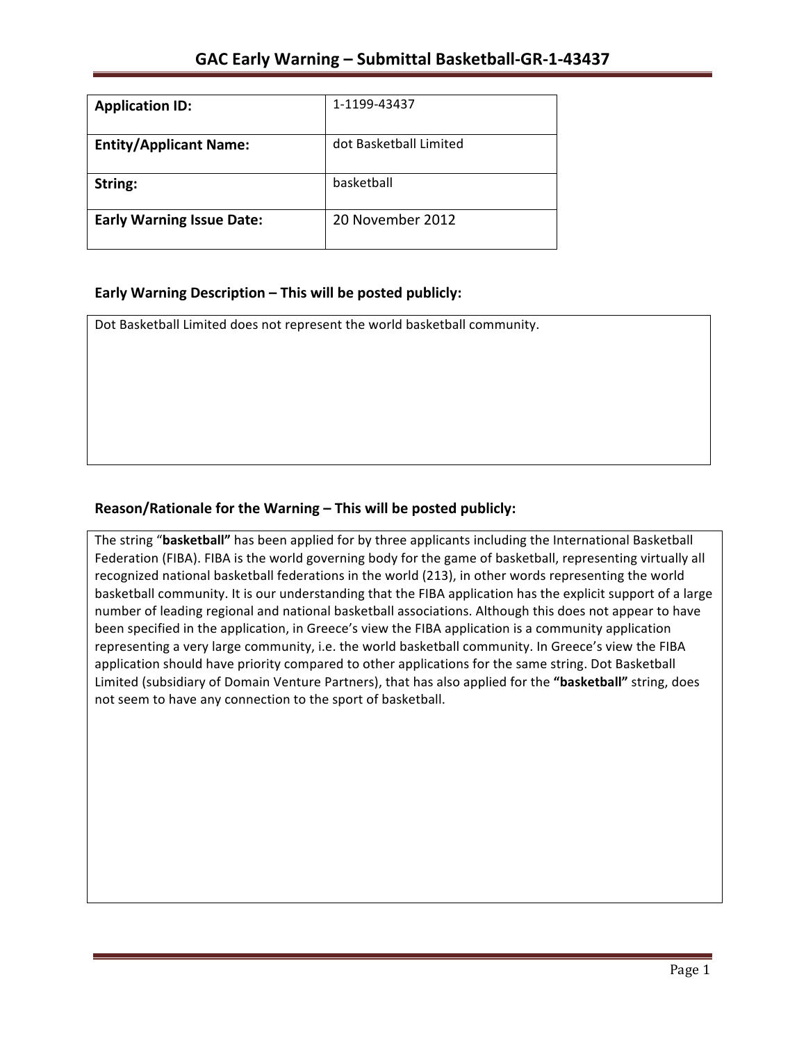# GAC Early Warning – Submittal Basketball-GR-1-43437

| **Application ID:** | 1-1199-43437 |
| --- | --- |
| **Entity/Applicant Name:** | dot Basketball Limited |
| **String:** | basketball |
| **Early Warning Issue Date:** | 20 November 2012 |

## Early Warning Description – This will be posted publicly:

Dot Basketball Limited does not represent the world basketball community.

## Reason/Rationale for the Warning – This will be posted publicly:

The string "**basketball"** has been applied for by three applicants including the International Basketball Federation (FIBA). FIBA is the world governing body for the game of basketball, representing virtually all recognized national basketball federations in the world (213), in other words representing the world basketball community. It is our understanding that the FIBA application has the explicit support of a large number of leading regional and national basketball associations. Although this does not appear to have been specified in the application, in Greece's view the FIBA application is a community application representing a very large community, i.e. the world basketball community. In Greece's view the FIBA application should have priority compared to other applications for the same string. Dot Basketball Limited (subsidiary of Domain Venture Partners), that has also applied for the **"basketball"** string, does not seem to have any connection to the sport of basketball.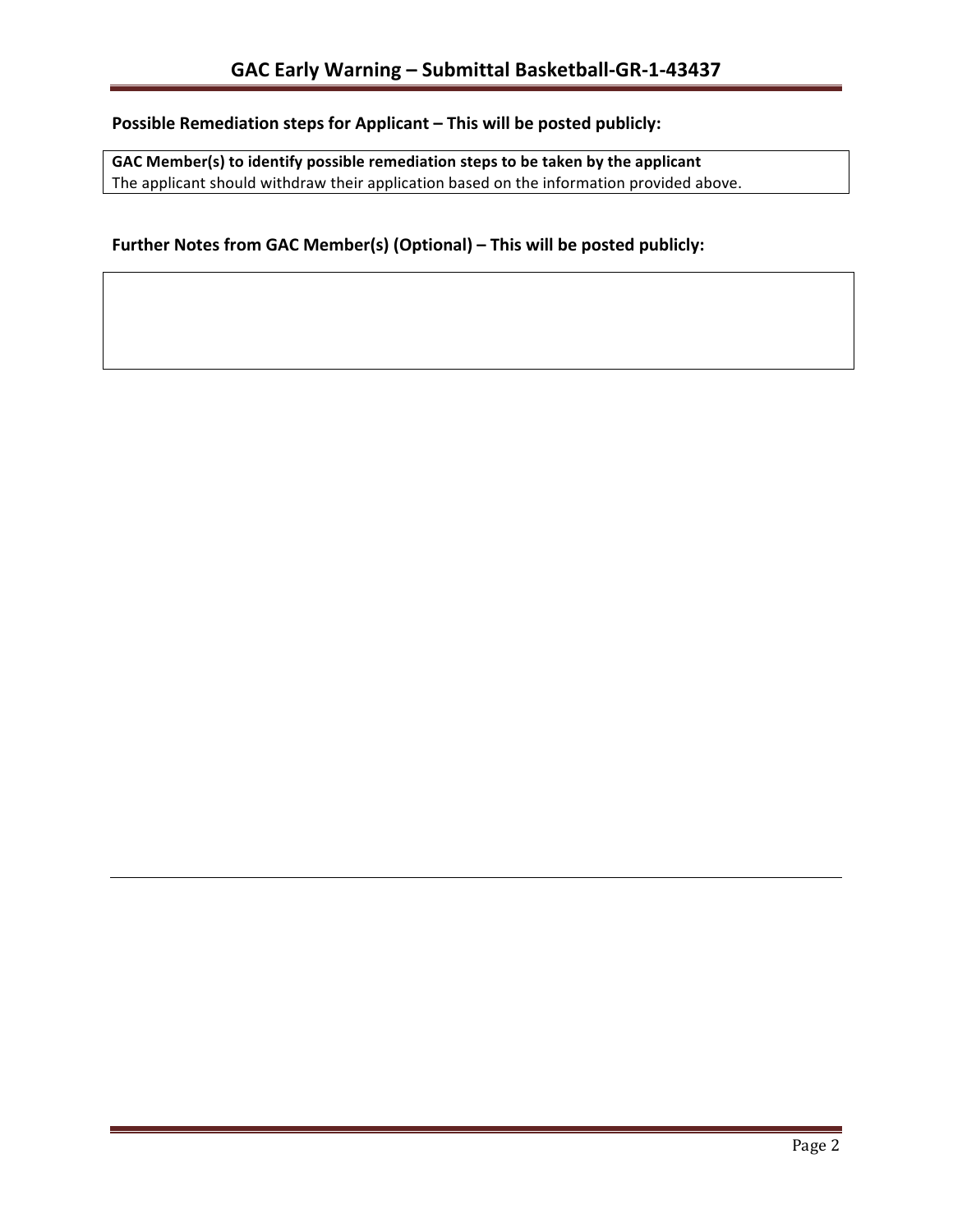## Possible Remediation steps for Applicant – This will be posted publicly:

**GAC Member(s) to identify possible remediation steps to be taken by the applicant**
The applicant should withdraw their application based on the information provided above.

## Further Notes from GAC Member(s) (Optional) – This will be posted publicly: